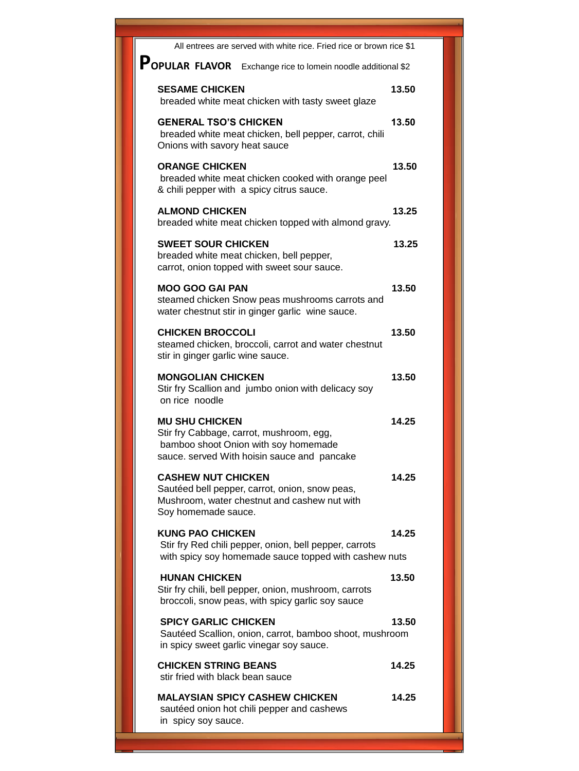All entrees are served with white rice. Fried rice or brown rice $1

## POPULAR FLAVOR

Exchange rice to lomein noodle additional $2

**SESAME CHICKEN** 13.50
breaded white meat chicken with tasty sweet glaze

**GENERAL TSO'S CHICKEN** 13.50
breaded white meat chicken, bell pepper, carrot, chili Onions with savory heat sauce

**ORANGE CHICKEN** 13.50
breaded white meat chicken cooked with orange peel & chili pepper with a spicy citrus sauce.

**ALMOND CHICKEN** 13.25
breaded white meat chicken topped with almond gravy.

**SWEET SOUR CHICKEN** 13.25
breaded white meat chicken, bell pepper, carrot, onion topped with sweet sour sauce.

**MOO GOO GAI PAN** 13.50
steamed chicken Snow peas mushrooms carrots and water chestnut stir in ginger garlic wine sauce.

**CHICKEN BROCCOLI** 13.50
steamed chicken, broccoli, carrot and water chestnut stir in ginger garlic wine sauce.

**MONGOLIAN CHICKEN** 13.50
Stir fry Scallion and jumbo onion with delicacy soy on rice noodle

**MU SHU CHICKEN** 14.25
Stir fry Cabbage, carrot, mushroom, egg, bamboo shoot Onion with soy homemade sauce. served With hoisin sauce and pancake

**CASHEW NUT CHICKEN** 14.25
Sautéed bell pepper, carrot, onion, snow peas, Mushroom, water chestnut and cashew nut with Soy homemade sauce.

**KUNG PAO CHICKEN** 14.25
Stir fry Red chili pepper, onion, bell pepper, carrots with spicy soy homemade sauce topped with cashew nuts

**HUNAN CHICKEN** 13.50
Stir fry chili, bell pepper, onion, mushroom, carrots broccoli, snow peas, with spicy garlic soy sauce

**SPICY GARLIC CHICKEN** 13.50
Sautéed Scallion, onion, carrot, bamboo shoot, mushroom in spicy sweet garlic vinegar soy sauce.

**CHICKEN STRING BEANS** 14.25
stir fried with black bean sauce

**MALAYSIAN SPICY CASHEW CHICKEN** 14.25
sautéed onion hot chili pepper and cashews in spicy soy sauce.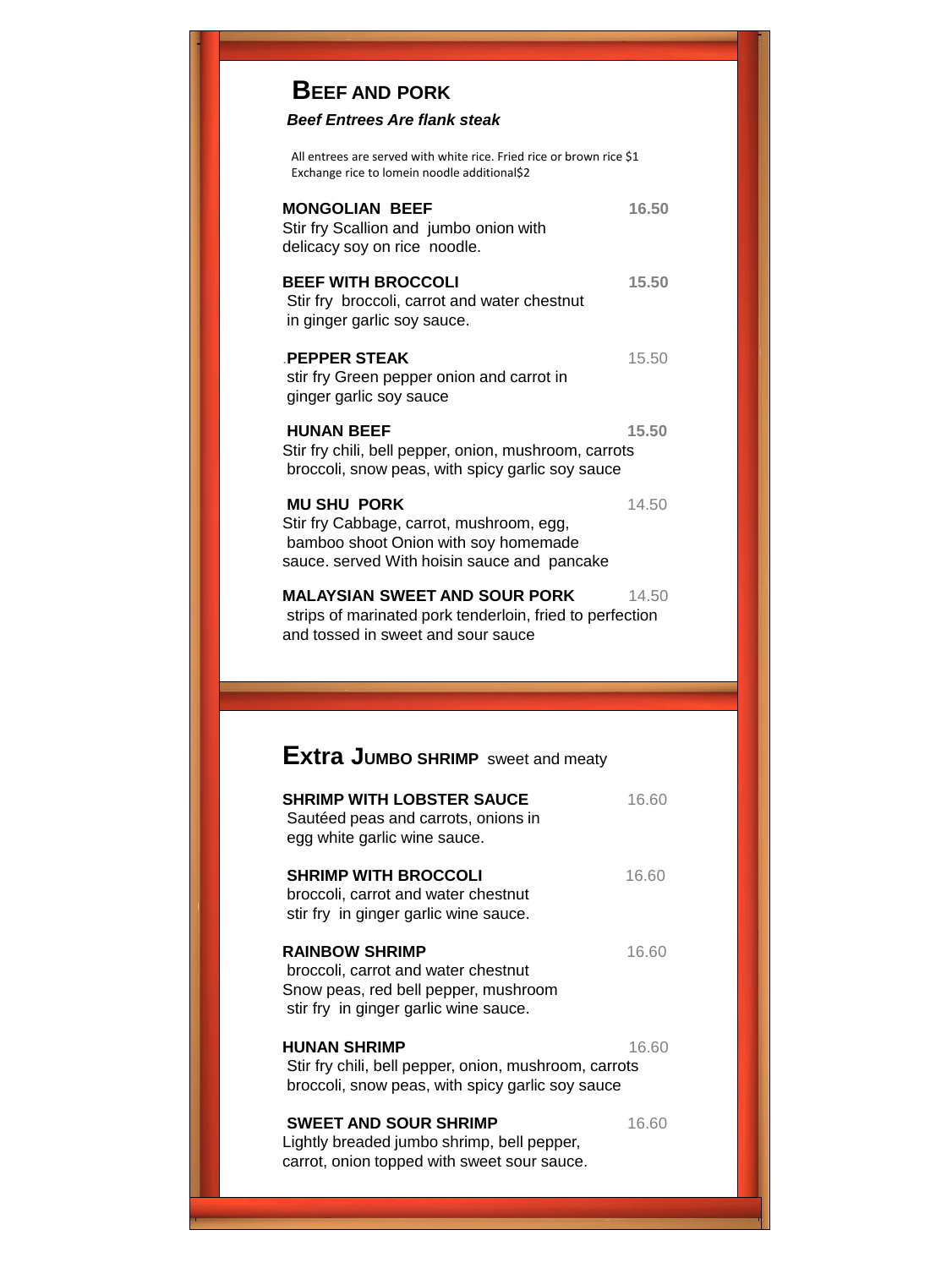## BEEF AND PORK

***Beef Entrees Are flank steak***

All entrees are served with white rice. Fried rice or brown rice $1
Exchange rice to lomein noodle additional$2

**MONGOLIAN BEEF** 16.50
Stir fry Scallion and jumbo onion with delicacy soy on rice noodle.

**BEEF WITH BROCCOLI** 15.50
Stir fry broccoli, carrot and water chestnut in ginger garlic soy sauce.

.**PEPPER STEAK** 15.50
stir fry Green pepper onion and carrot in ginger garlic soy sauce

**HUNAN BEEF** 15.50
Stir fry chili, bell pepper, onion, mushroom, carrots broccoli, snow peas, with spicy garlic soy sauce

**MU SHU PORK** 14.50
Stir fry Cabbage, carrot, mushroom, egg, bamboo shoot Onion with soy homemade sauce. served With hoisin sauce and pancake

**MALAYSIAN SWEET AND SOUR PORK** 14.50
strips of marinated pork tenderloin, fried to perfection and tossed in sweet and sour sauce

## Extra JUMBO SHRIMP sweet and meaty

**SHRIMP WITH LOBSTER SAUCE** 16.60
Sautéed peas and carrots, onions in egg white garlic wine sauce.

**SHRIMP WITH BROCCOLI** 16.60
broccoli, carrot and water chestnut stir fry in ginger garlic wine sauce.

**RAINBOW SHRIMP** 16.60
broccoli, carrot and water chestnut Snow peas, red bell pepper, mushroom stir fry in ginger garlic wine sauce.

**HUNAN SHRIMP** 16.60
Stir fry chili, bell pepper, onion, mushroom, carrots broccoli, snow peas, with spicy garlic soy sauce

**SWEET AND SOUR SHRIMP** 16.60
Lightly breaded jumbo shrimp, bell pepper, carrot, onion topped with sweet sour sauce.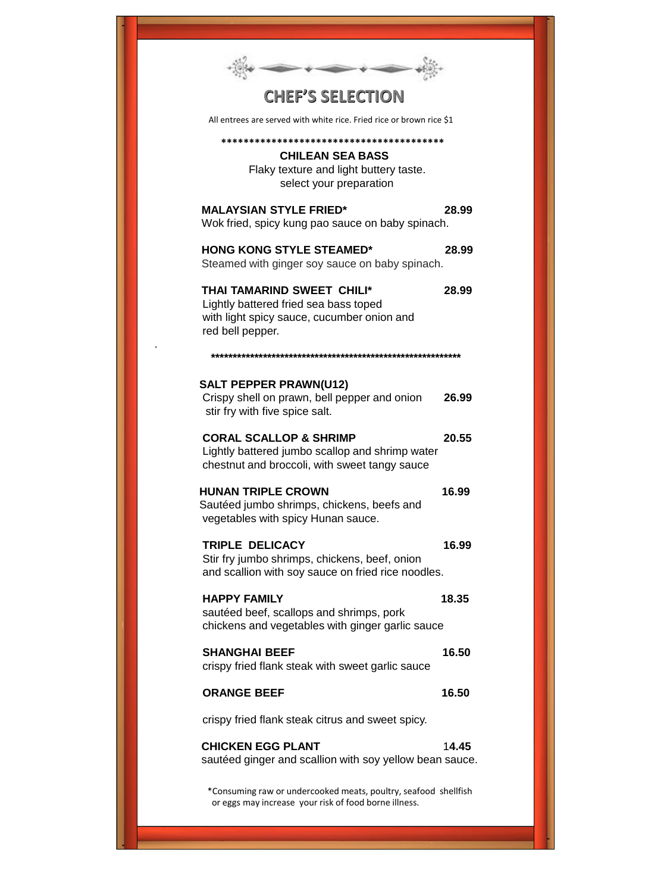# CHEF'S SELECTION

All entrees are served with white rice. Fried rice or brown rice $1

****************************************

**CHILEAN SEA BASS**

Flaky texture and light buttery taste.
select your preparation

**MALAYSIAN STYLE FRIED*** **28.99**
Wok fried, spicy kung pao sauce on baby spinach.

**HONG KONG STYLE STEAMED*** **28.99**
Steamed with ginger soy sauce on baby spinach.

**THAI TAMARIND SWEET CHILI*** **28.99**
Lightly battered fried sea bass toped with light spicy sauce, cucumber onion and red bell pepper.

************************************************************

**SALT PEPPER PRAWN(U12)**
Crispy shell on prawn, bell pepper and onion stir fry with five spice salt. **26.99**

**CORAL SCALLOP & SHRIMP** **20.55**
Lightly battered jumbo scallop and shrimp water chestnut and broccoli, with sweet tangy sauce

**HUNAN TRIPLE CROWN** **16.99**
Sautéed jumbo shrimps, chickens, beefs and vegetables with spicy Hunan sauce.

**TRIPLE DELICACY** **16.99**
Stir fry jumbo shrimps, chickens, beef, onion and scallion with soy sauce on fried rice noodles.

**HAPPY FAMILY** **18.35**
sautéed beef, scallops and shrimps, pork chickens and vegetables with ginger garlic sauce

**SHANGHAI BEEF** **16.50**
crispy fried flank steak with sweet garlic sauce

**ORANGE BEEF** **16.50**

crispy fried flank steak citrus and sweet spicy.

**CHICKEN EGG PLANT** **14.45**
sautéed ginger and scallion with soy yellow bean sauce.

*Consuming raw or undercooked meats, poultry, seafood shellfish or eggs may increase your risk of food borne illness.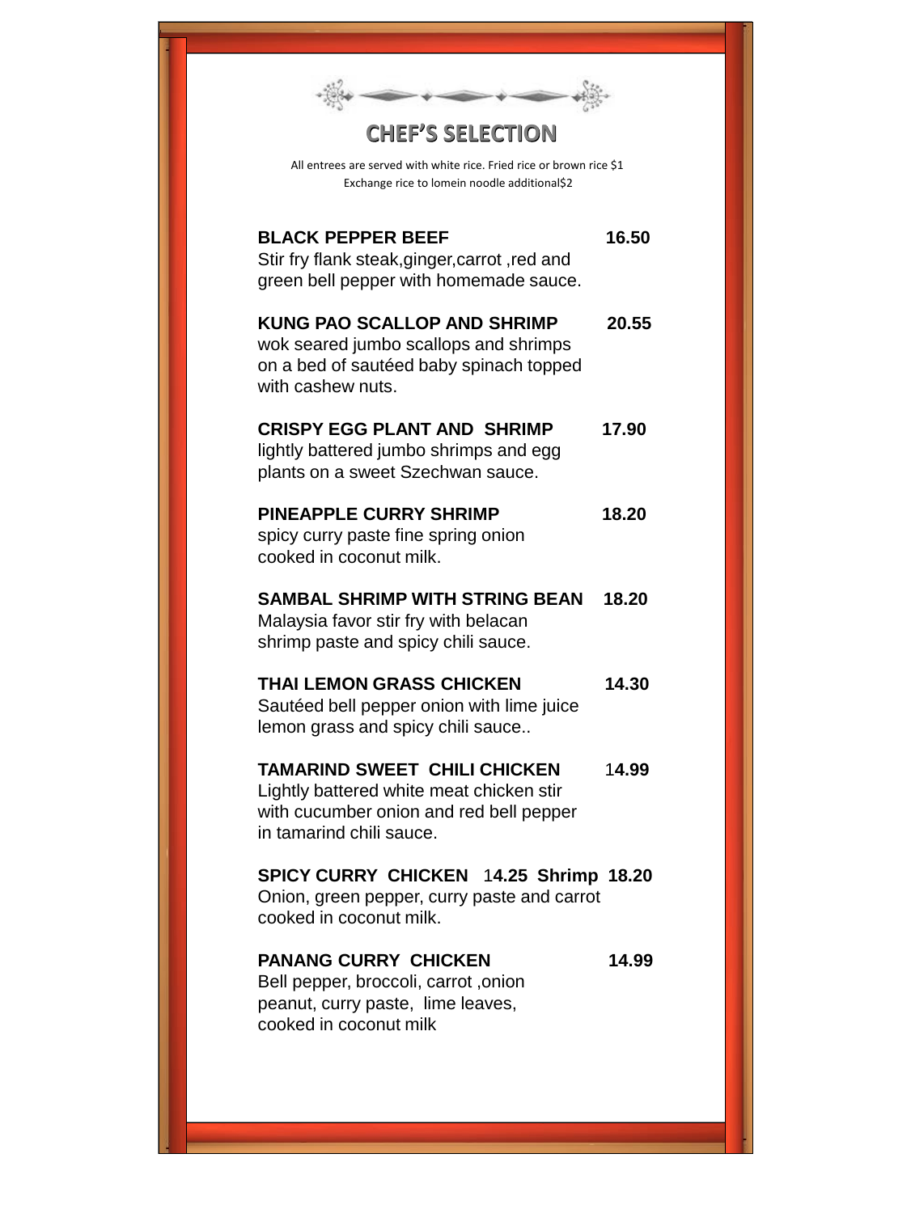## CHEF'S SELECTION

All entrees are served with white rice. Fried rice or brown rice $1
Exchange rice to lomein noodle additional$2

**BLACK PEPPER BEEF** **16.50**
Stir fry flank steak,ginger,carrot ,red and green bell pepper with homemade sauce.

**KUNG PAO SCALLOP AND SHRIMP** **20.55**
wok seared jumbo scallops and shrimps on a bed of sautéed baby spinach topped with cashew nuts.

**CRISPY EGG PLANT AND SHRIMP** **17.90**
lightly battered jumbo shrimps and egg plants on a sweet Szechwan sauce.

**PINEAPPLE CURRY SHRIMP** **18.20**
spicy curry paste fine spring onion cooked in coconut milk.

**SAMBAL SHRIMP WITH STRING BEAN** **18.20**
Malaysia favor stir fry with belacan shrimp paste and spicy chili sauce.

**THAI LEMON GRASS CHICKEN** **14.30**
Sautéed bell pepper onion with lime juice lemon grass and spicy chili sauce..

**TAMARIND SWEET CHILI CHICKEN** **14.99**
Lightly battered white meat chicken stir with cucumber onion and red bell pepper in tamarind chili sauce.

**SPICY CURRY CHICKEN** **14.25** **Shrimp** **18.20**
Onion, green pepper, curry paste and carrot cooked in coconut milk.

**PANANG CURRY CHICKEN** **14.99**
Bell pepper, broccoli, carrot ,onion peanut, curry paste, lime leaves, cooked in coconut milk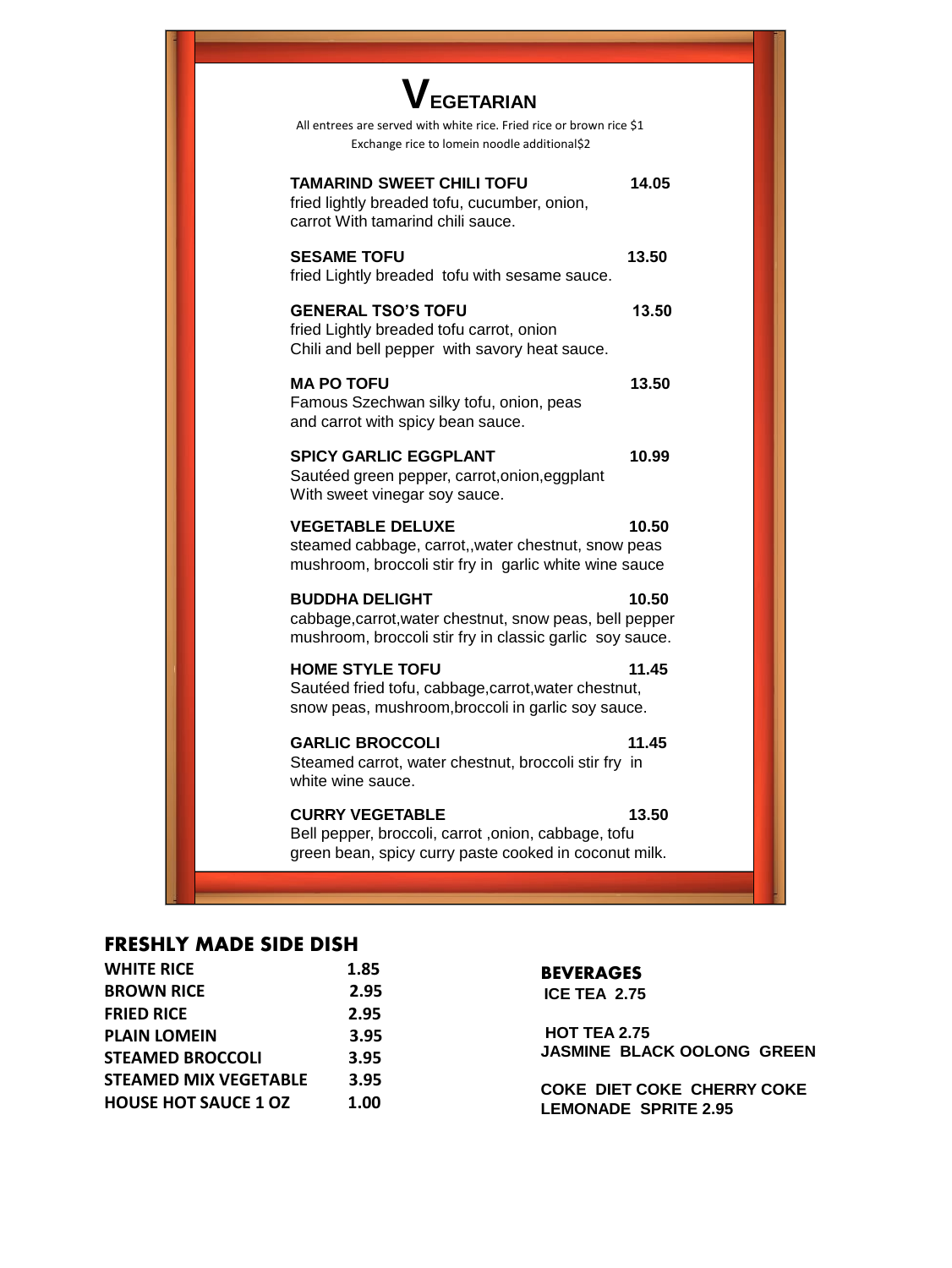# VEGETARIAN

All entrees are served with white rice. Fried rice or brown rice $1

Exchange rice to lomein noodle additional$2

**TAMARIND SWEET CHILI TOFU** **14.05**
fried lightly breaded tofu, cucumber, onion, carrot With tamarind chili sauce.

**SESAME TOFU** **13.50**
fried Lightly breaded tofu with sesame sauce.

**GENERAL TSO'S TOFU** **13.50**
fried Lightly breaded tofu carrot, onion Chili and bell pepper with savory heat sauce.

**MA PO TOFU** **13.50**
Famous Szechwan silky tofu, onion, peas and carrot with spicy bean sauce.

**SPICY GARLIC EGGPLANT** **10.99**
Sautéed green pepper, carrot,onion,eggplant With sweet vinegar soy sauce.

**VEGETABLE DELUXE** **10.50**
steamed cabbage, carrot,,water chestnut, snow peas mushroom, broccoli stir fry in garlic white wine sauce

**BUDDHA DELIGHT** **10.50**
cabbage,carrot,water chestnut, snow peas, bell pepper mushroom, broccoli stir fry in classic garlic soy sauce.

**HOME STYLE TOFU** **11.45**
Sautéed fried tofu, cabbage,carrot,water chestnut, snow peas, mushroom,broccoli in garlic soy sauce.

**GARLIC BROCCOLI** **11.45**
Steamed carrot, water chestnut, broccoli stir fry in white wine sauce.

**CURRY VEGETABLE** **13.50**
Bell pepper, broccoli, carrot ,onion, cabbage, tofu green bean, spicy curry paste cooked in coconut milk.

## FRESHLY MADE SIDE DISH

| | |
|---|---|
| **WHITE RICE** | **1.85** |
| **BROWN RICE** | **2.95** |
| **FRIED RICE** | **2.95** |
| **PLAIN LOMEIN** | **3.95** |
| **STEAMED BROCCOLI** | **3.95** |
| **STEAMED MIX VEGETABLE** | **3.95** |
| **HOUSE HOT SAUCE 1 OZ** | **1.00** |

## BEVERAGES

**ICE TEA 2.75**

**HOT TEA 2.75**
**JASMINE BLACK OOLONG GREEN**

**COKE DIET COKE CHERRY COKE**
**LEMONADE SPRITE 2.95**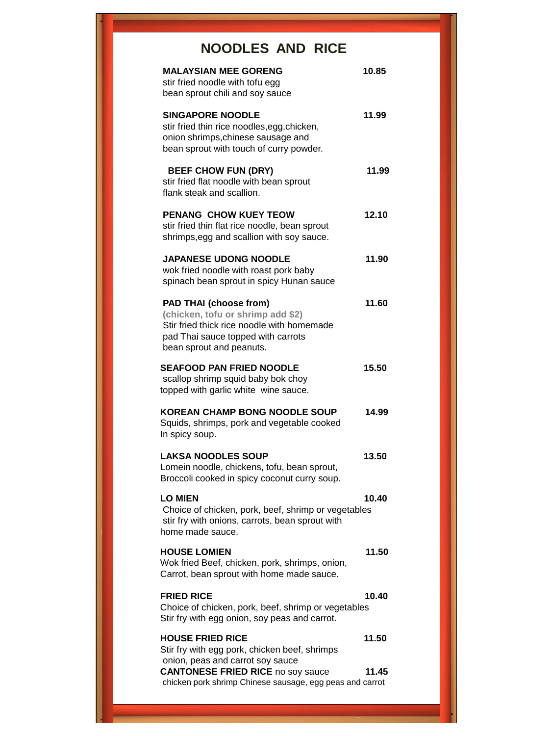# NOODLES AND RICE

**MALAYSIAN MEE GORENG** **10.85**
stir fried noodle with tofu egg
bean sprout chili and soy sauce

**SINGAPORE NOODLE** **11.99**
stir fried thin rice noodles,egg,chicken,
onion shrimps,chinese sausage and
bean sprout with touch of curry powder.

**BEEF CHOW FUN (DRY)** **11.99**
stir fried flat noodle with bean sprout
flank steak and scallion.

**PENANG CHOW KUEY TEOW** **12.10**
stir fried thin flat rice noodle, bean sprout
shrimps,egg and scallion with soy sauce.

**JAPANESE UDONG NOODLE** **11.90**
wok fried noodle with roast pork baby
spinach bean sprout in spicy Hunan sauce

**PAD THAI (choose from)** **11.60**
**(chicken, tofu or shrimp add $2)**
Stir fried thick rice noodle with homemade
pad Thai sauce topped with carrots
bean sprout and peanuts.

**SEAFOOD PAN FRIED NOODLE** **15.50**
scallop shrimp squid baby bok choy
topped with garlic white wine sauce.

**KOREAN CHAMP BONG NOODLE SOUP** **14.99**
Squids, shrimps, pork and vegetable cooked
In spicy soup.

**LAKSA NOODLES SOUP** **13.50**
Lomein noodle, chickens, tofu, bean sprout,
Broccoli cooked in spicy coconut curry soup.

**LO MIEN** **10.40**
Choice of chicken, pork, beef, shrimp or vegetables
stir fry with onions, carrots, bean sprout with
home made sauce.

**HOUSE LOMIEN** **11.50**
Wok fried Beef, chicken, pork, shrimps, onion,
Carrot, bean sprout with home made sauce.

**FRIED RICE** **10.40**
Choice of chicken, pork, beef, shrimp or vegetables
Stir fry with egg onion, soy peas and carrot.

**HOUSE FRIED RICE** **11.50**
Stir fry with egg pork, chicken beef, shrimps
onion, peas and carrot soy sauce

**CANTONESE FRIED RICE** no soy sauce **11.45**
chicken pork shrimp Chinese sausage, egg peas and carrot